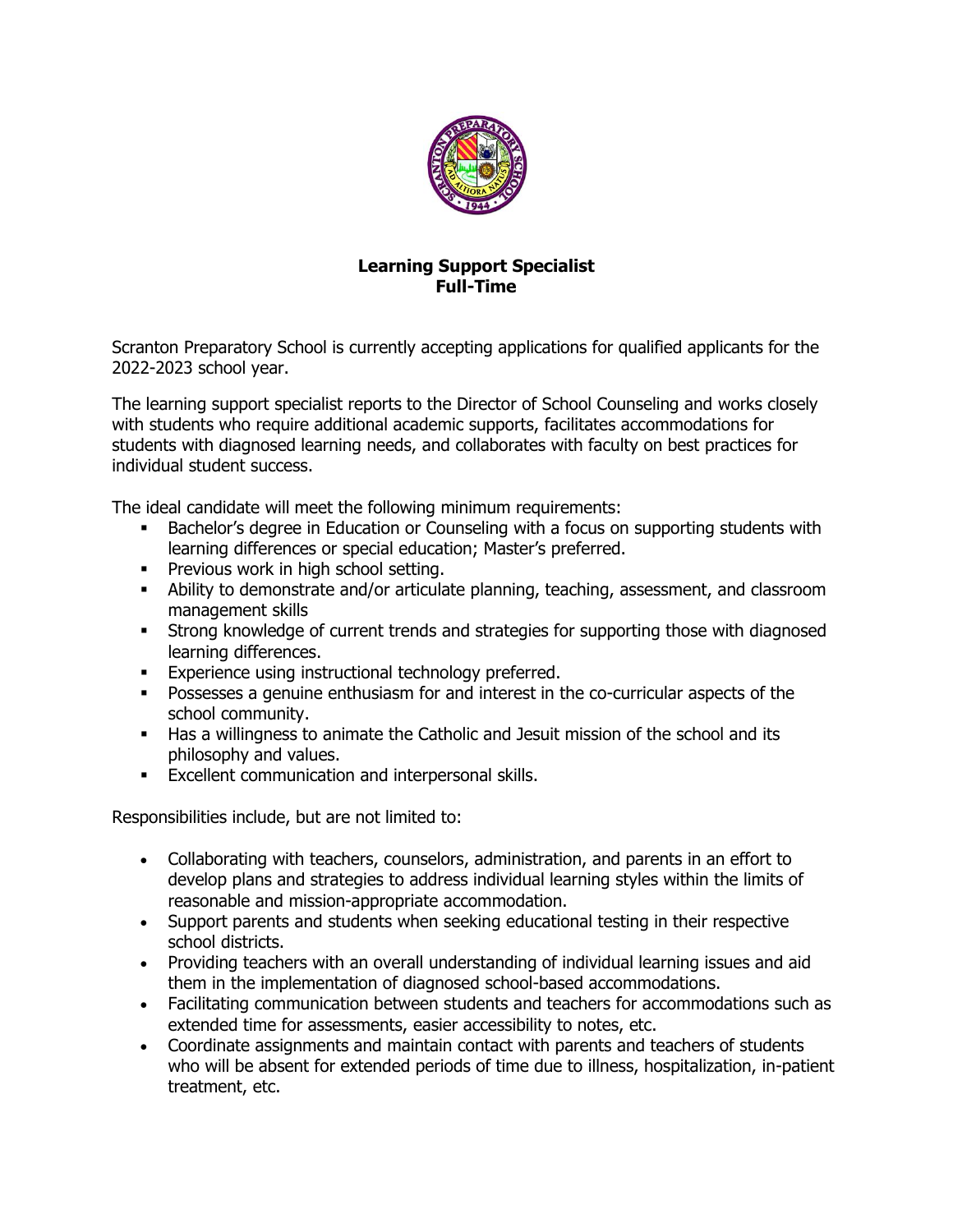## Learning Support Specialist
**Full-Time**

Scranton Preparatory School is currently accepting applications for qualified applicants for the 2022-2023 school year.

The learning support specialist reports to the Director of School Counseling and works closely with students who require additional academic supports, facilitates accommodations for students with diagnosed learning needs, and collaborates with faculty on best practices for individual student success.

The ideal candidate will meet the following minimum requirements:

- Bachelor's degree in Education or Counseling with a focus on supporting students with learning differences or special education; Master's preferred.
- Previous work in high school setting.
- Ability to demonstrate and/or articulate planning, teaching, assessment, and classroom management skills
- Strong knowledge of current trends and strategies for supporting those with diagnosed learning differences.
- Experience using instructional technology preferred.
- Possesses a genuine enthusiasm for and interest in the co-curricular aspects of the school community.
- Has a willingness to animate the Catholic and Jesuit mission of the school and its philosophy and values.
- Excellent communication and interpersonal skills.

Responsibilities include, but are not limited to:

- Collaborating with teachers, counselors, administration, and parents in an effort to develop plans and strategies to address individual learning styles within the limits of reasonable and mission-appropriate accommodation.
- Support parents and students when seeking educational testing in their respective school districts.
- Providing teachers with an overall understanding of individual learning issues and aid them in the implementation of diagnosed school-based accommodations.
- Facilitating communication between students and teachers for accommodations such as extended time for assessments, easier accessibility to notes, etc.
- Coordinate assignments and maintain contact with parents and teachers of students who will be absent for extended periods of time due to illness, hospitalization, in-patient treatment, etc.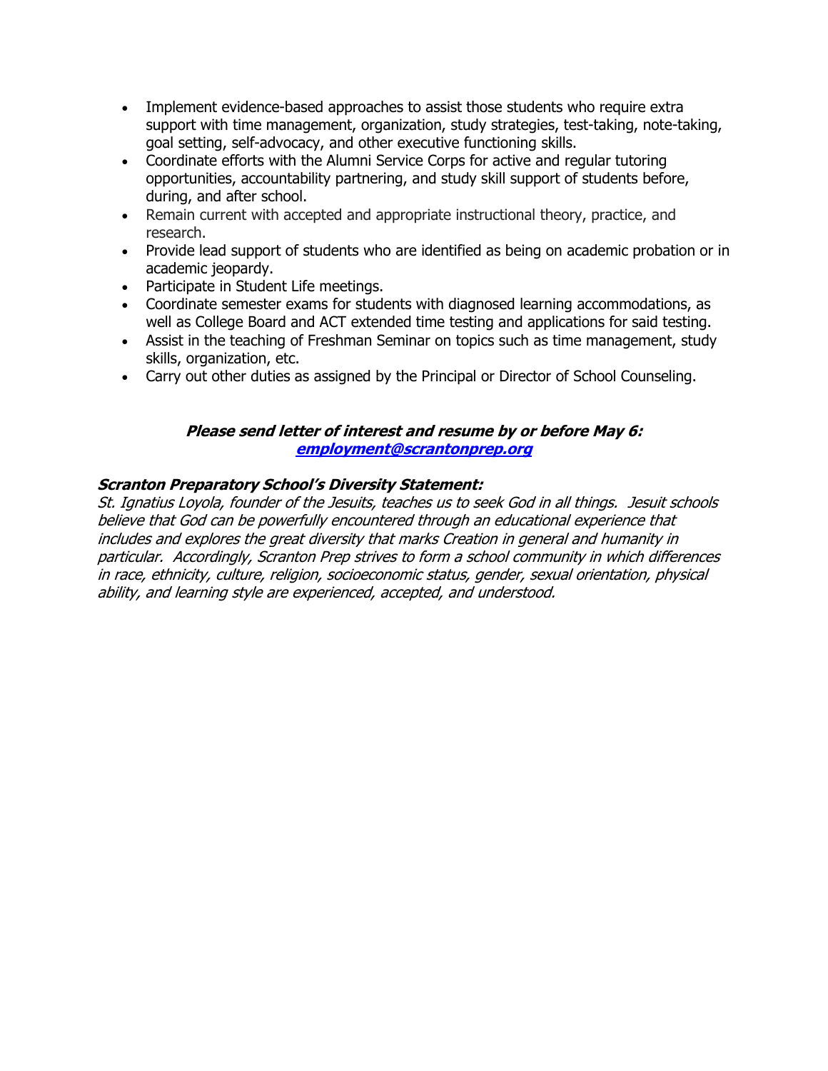- Implement evidence-based approaches to assist those students who require extra support with time management, organization, study strategies, test-taking, note-taking, goal setting, self-advocacy, and other executive functioning skills.
- Coordinate efforts with the Alumni Service Corps for active and regular tutoring opportunities, accountability partnering, and study skill support of students before, during, and after school.
- Remain current with accepted and appropriate instructional theory, practice, and research.
- Provide lead support of students who are identified as being on academic probation or in academic jeopardy.
- Participate in Student Life meetings.
- Coordinate semester exams for students with diagnosed learning accommodations, as well as College Board and ACT extended time testing and applications for said testing.
- Assist in the teaching of Freshman Seminar on topics such as time management, study skills, organization, etc.
- Carry out other duties as assigned by the Principal or Director of School Counseling.

***Please send letter of interest and resume by or before May 6:***
***employment@scrantonprep.org***

***Scranton Preparatory School's Diversity Statement:***

*St. Ignatius Loyola, founder of the Jesuits, teaches us to seek God in all things. Jesuit schools believe that God can be powerfully encountered through an educational experience that includes and explores the great diversity that marks Creation in general and humanity in particular. Accordingly, Scranton Prep strives to form a school community in which differences in race, ethnicity, culture, religion, socioeconomic status, gender, sexual orientation, physical ability, and learning style are experienced, accepted, and understood.*